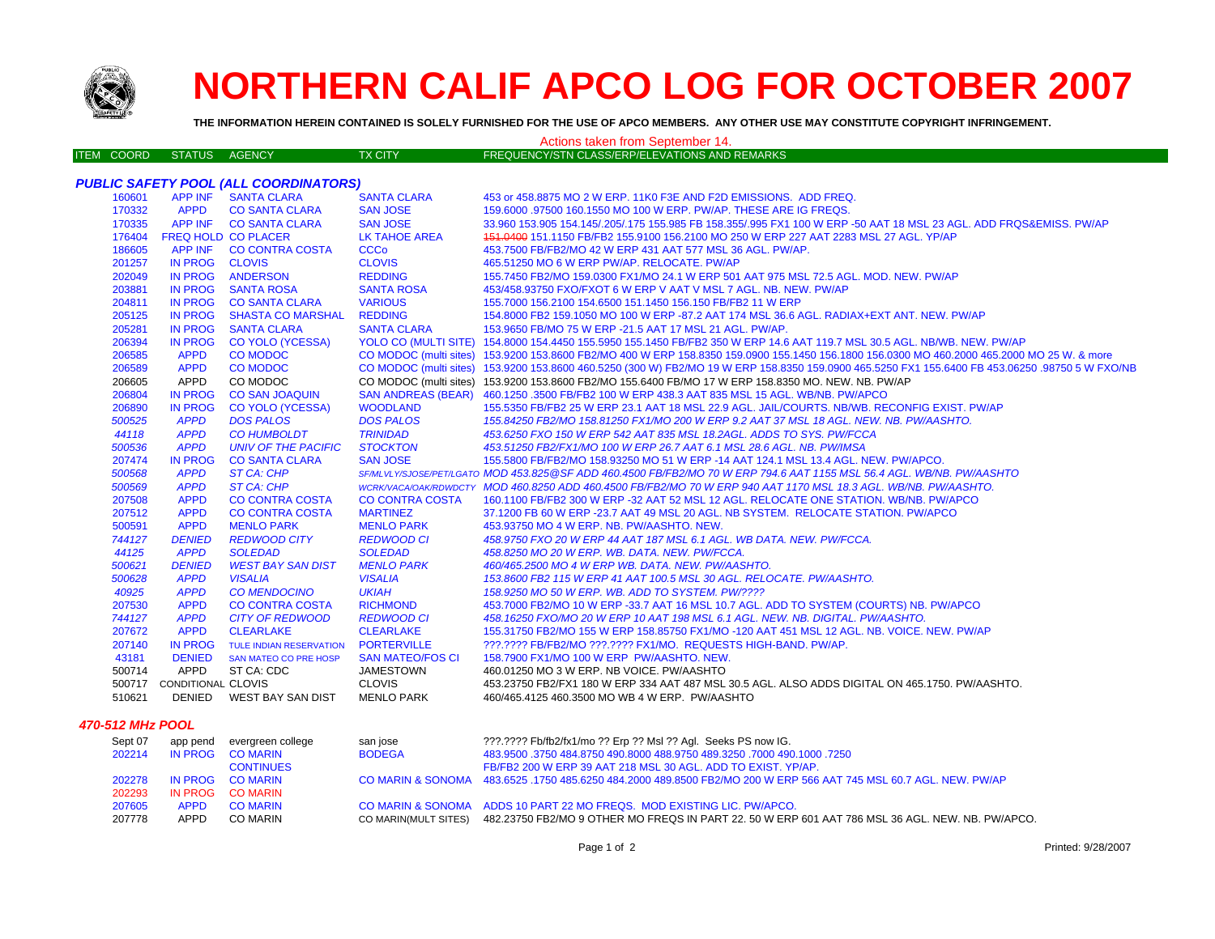# NORTHERN CALIF APCO LOG FOR OCTOBER 2007

**THE INFORMATION HEREIN CONTAINED IS SOLELY FURNISHED FOR THE USE OF APCO MEMBERS. ANY OTHER USE MAY CONSTITUTE COPYRIGHT INFRINGEMENT.**

Actions taken from September 14.

### PUBLIC SAFETY POOL (ALL COORDINATORS)

| ITEM COORD | STATUS | AGENCY | TX CITY | FREQUENCY/STN CLASS/ERP/ELEVATIONS AND REMARKS |
|---|---|---|---|---|
| 160601 | APP INF | SANTA CLARA | SANTA CLARA | 453 or 458.8875 MO 2 W ERP. 11K0 F3E AND F2D EMISSIONS. ADD FREQ. |
| 170332 | APPD | CO SANTA CLARA | SAN JOSE | 159.6000 .97500 160.1550 MO 100 W ERP. PW/AP. THESE ARE IG FREQS. |
| 170335 | APP INF | CO SANTA CLARA | SAN JOSE | 33.960 153.905 154.145/.205/.175 155.985 FB 158.355/.995 FX1 100 W ERP -50 AAT 18 MSL 23 AGL. ADD FRQS&EMISS. PW/AP |
| 176404 | FREQ HOLD | CO PLACER | LK TAHOE AREA | ~~151.0400~~ 151.1150 FB/FB2 155.9100 156.2100 MO 250 W ERP 227 AAT 2283 MSL 27 AGL. YP/AP |
| 186605 | APP INF | CO CONTRA COSTA | CCCo | 453.7500 FB/FB2/MO 42 W ERP 431 AAT 577 MSL 36 AGL. PW/AP. |
| 201257 | IN PROG | CLOVIS | CLOVIS | 465.51250 MO 6 W ERP PW/AP. RELOCATE. PW/AP |
| 202049 | IN PROG | ANDERSON | REDDING | 155.7450 FB2/MO 159.0300 FX1/MO 24.1 W ERP 501 AAT 975 MSL 72.5 AGL. MOD. NEW. PW/AP |
| 203881 | IN PROG | SANTA ROSA | SANTA ROSA | 453/458.93750 FXO/FXOT 6 W ERP V AAT V MSL 7 AGL. NB. NEW. PW/AP |
| 204811 | IN PROG | CO SANTA CLARA | VARIOUS | 155.7000 156.2100 154.6500 151.1450 156.150 FB/FB2 11 W ERP |
| 205125 | IN PROG | SHASTA CO MARSHAL | REDDING | 154.8000 FB2 159.1050 MO 100 W ERP -87.2 AAT 174 MSL 36.6 AGL. RADIAX+EXT ANT. NEW. PW/AP |
| 205281 | IN PROG | SANTA CLARA | SANTA CLARA | 153.9650 FB/MO 75 W ERP -21.5 AAT 17 MSL 21 AGL. PW/AP. |
| 206394 | IN PROG | CO YOLO (YCESSA) | YOLO CO (MULTI SITE) | 154.8000 154.4450 155.5950 155.1450 FB/FB2 350 W ERP 14.6 AAT 119.7 MSL 30.5 AGL. NB/WB. NEW. PW/AP |
| 206585 | APPD | CO MODOC | CO MODOC (multi sites) | 153.9200 153.8600 FB2/MO 400 W ERP 158.8350 159.0900 155.1450 156.1800 156.0300 MO 460.2000 465.2000 MO 25 W. & more |
| 206589 | APPD | CO MODOC | CO MODOC (multi sites) | 153.9200 153.8600 460.5250 (300 W) FB2/MO 19 W ERP 158.8350 159.0900 465.5250 FX1 155.6400 FB 453.06250 .98750 5 W FXO/NB |
| 206605 | APPD | CO MODOC | CO MODOC (multi sites) | 153.9200 153.8600 FB2/MO 155.6400 FB/MO 17 W ERP 158.8350 MO. NEW. NB. PW/AP |
| 206804 | IN PROG | CO SAN JOAQUIN | SAN ANDREAS (BEAR) | 460.1250 .3500 FB/FB2 100 W ERP 438.3 AAT 835 MSL 15 AGL. WB/NB. PW/APCO |
| 206890 | IN PROG | CO YOLO (YCESSA) | WOODLAND | 155.5350 FB/FB2 25 W ERP 23.1 AAT 18 MSL 22.9 AGL. JAIL/COURTS. NB/WB. RECONFIG EXIST. PW/AP |
| *500525* | *APPD* | *DOS PALOS* | *DOS PALOS* | *155.84250 FB2/MO 158.81250 FX1/MO 200 W ERP 9.2 AAT 37 MSL 18 AGL. NEW. NB. PW/AASHTO.* |
| *44118* | *APPD* | *CO HUMBOLDT* | *TRINIDAD* | *453.6250 FXO 150 W ERP 542 AAT 835 MSL 18.2AGL. ADDS TO SYS. PW/FCCA* |
| *500536* | *APPD* | *UNIV OF THE PACIFIC* | *STOCKTON* | *453.51250 FB2/FX1/MO 100 W ERP 26.7 AAT 6.1 MSL 28.6 AGL. NB. PW/IMSA* |
| 207474 | IN PROG | CO SANTA CLARA | SAN JOSE | 155.5800 FB/FB2/MO 158.93250 MO 51 W ERP -14 AAT 124.1 MSL 13.4 AGL. NEW. PW/APCO. |
| *500568* | *APPD* | *ST CA: CHP* | *SF/MLVLY/SJOSE/PET/LGATO* | *MOD 453.825@SF ADD 460.4500 FB/FB2/MO 70 W ERP 794.6 AAT 1155 MSL 56.4 AGL. WB/NB. PW/AASHTO* |
| *500569* | *APPD* | *ST CA: CHP* | *WCRK/VACA/OAK/RDWDCTY* | *MOD 460.8250 ADD 460.4500 FB/FB2/MO 70 W ERP 940 AAT 1170 MSL 18.3 AGL. WB/NB. PW/AASHTO.* |
| 207508 | APPD | CO CONTRA COSTA | CO CONTRA COSTA | 160.1100 FB/FB2 300 W ERP -32 AAT 52 MSL 12 AGL. RELOCATE ONE STATION. WB/NB. PW/APCO |
| 207512 | APPD | CO CONTRA COSTA | MARTINEZ | 37.1200 FB 60 W ERP -23.7 AAT 49 MSL 20 AGL. NB SYSTEM. RELOCATE STATION. PW/APCO |
| 500591 | APPD | MENLO PARK | MENLO PARK | 453.93750 MO 4 W ERP. NB. PW/AASHTO. NEW. |
| *744127* | *DENIED* | *REDWOOD CITY* | *REDWOOD CI* | *458.9750 FXO 20 W ERP 44 AAT 187 MSL 6.1 AGL. WB DATA. NEW. PW/FCCA.* |
| *44125* | *APPD* | *SOLEDAD* | *SOLEDAD* | *458.8250 MO 20 W ERP. WB. DATA. NEW. PW/FCCA.* |
| *500621* | *DENIED* | *WEST BAY SAN DIST* | *MENLO PARK* | *460/465.2500 MO 4 W ERP WB. DATA. NEW. PW/AASHTO.* |
| *500628* | *APPD* | *VISALIA* | *VISALIA* | *153.8600 FB2 115 W ERP 41 AAT 100.5 MSL 30 AGL. RELOCATE. PW/AASHTO.* |
| *40925* | *APPD* | *CO MENDOCINO* | *UKIAH* | *158.9250 MO 50 W ERP. WB. ADD TO SYSTEM. PW/????* |
| 207530 | APPD | CO CONTRA COSTA | RICHMOND | 453.7000 FB2/MO 10 W ERP -33.7 AAT 16 MSL 10.7 AGL. ADD TO SYSTEM (COURTS) NB. PW/APCO |
| *744127* | *APPD* | *CITY OF REDWOOD* | *REDWOOD CI* | *458.16250 FXO/MO 20 W ERP 10 AAT 198 MSL 6.1 AGL. NEW. NB. DIGITAL. PW/AASHTO.* |
| 207672 | APPD | CLEARLAKE | CLEARLAKE | 155.31750 FB2/MO 155 W ERP 158.85750 FX1/MO -120 AAT 451 MSL 12 AGL. NB. VOICE. NEW. PW/AP |
| 207140 | IN PROG | TULE INDIAN RESERVATION | PORTERVILLE | ???.???? FB/FB2/MO ???.???? FX1/MO. REQUESTS HIGH-BAND. PW/AP. |
| 43181 | DENIED | SAN MATEO CO PRE HOSP | SAN MATEO/FOS CI | 158.7900 FX1/MO 100 W ERP PW/AASHTO. NEW. |
| 500714 | APPD | ST CA: CDC | JAMESTOWN | 460.01250 MO 3 W ERP. NB VOICE. PW/AASHTO |
| 500717 | CONDITIONAL | CLOVIS | CLOVIS | 453.23750 FB2/FX1 180 W ERP 334 AAT 487 MSL 30.5 AGL. ALSO ADDS DIGITAL ON 465.1750. PW/AASHTO. |
| 510621 | DENIED | WEST BAY SAN DIST | MENLO PARK | 460/465.4125 460.3500 MO WB 4 W ERP. PW/AASHTO |

### 470-512 MHz POOL

| ITEM COORD | STATUS | AGENCY | TX CITY | FREQUENCY/STN CLASS/ERP/ELEVATIONS AND REMARKS |
|---|---|---|---|---|
| Sept 07 | app pend | evergreen college | san jose | ???.???? Fb/fb2/fx1/mo ?? Erp ?? Msl ?? Agl. Seeks PS now IG. |
| 202214 | IN PROG | CO MARIN | BODEGA | 483.9500 .3750 484.8750 490.8000 488.9750 489.3250 .7000 490.1000 .7250 |
| | | CONTINUES | | FB/FB2 200 W ERP 39 AAT 218 MSL 30 AGL. ADD TO EXIST. YP/AP. |
| 202278 | IN PROG | CO MARIN | CO MARIN & SONOMA | 483.6525 .1750 485.6250 484.2000 489.8500 FB2/MO 200 W ERP 566 AAT 745 MSL 60.7 AGL. NEW. PW/AP |
| 202293 | IN PROG | CO MARIN | | |
| 207605 | APPD | CO MARIN | CO MARIN & SONOMA | ADDS 10 PART 22 MO FREQS. MOD EXISTING LIC. PW/APCO. |
| 207778 | APPD | CO MARIN | CO MARIN(MULT SITES) | 482.23750 FB2/MO 9 OTHER MO FREQS IN PART 22. 50 W ERP 601 AAT 786 MSL 36 AGL. NEW. NB. PW/APCO. |

Printed: 9/28/2007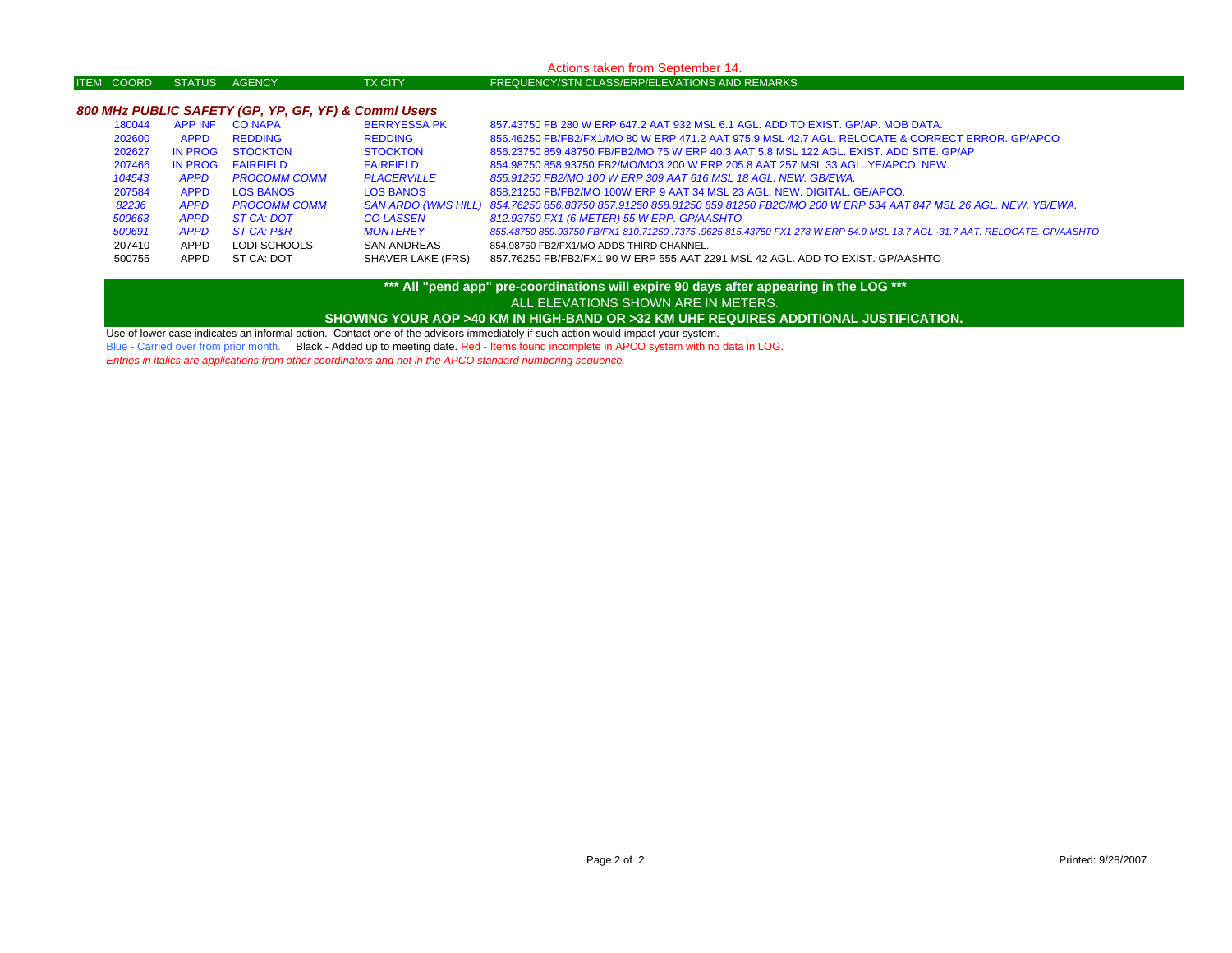Actions taken from September 14.

| ITEM | COORD | STATUS | AGENCY | TX CITY | FREQUENCY/STN CLASS/ERP/ELEVATIONS AND REMARKS |
|---|---|---|---|---|---|

### *800 MHz PUBLIC SAFETY (GP, YP, GF, YF) & Comml Users*

| ITEM | COORD | STATUS | AGENCY | TX CITY | FREQUENCY/STN CLASS/ERP/ELEVATIONS AND REMARKS |
|---|---|---|---|---|---|
| | 180044 | APP INF | CO NAPA | BERRYESSA PK | 857.43750 FB 280 W ERP 647.2 AAT 932 MSL 6.1 AGL. ADD TO EXIST. GP/AP. MOB DATA. |
| | 202600 | APPD | REDDING | REDDING | 856.46250 FB/FB2/FX1/MO 80 W ERP 471.2 AAT 975.9 MSL 42.7 AGL. RELOCATE & CORRECT ERROR. GP/APCO |
| | 202627 | IN PROG | STOCKTON | STOCKTON | 856.23750 859.48750 FB/FB2/MO 75 W ERP 40.3 AAT 5.8 MSL 122 AGL. EXIST. ADD SITE. GP/AP |
| | 207466 | IN PROG | FAIRFIELD | FAIRFIELD | 854.98750 858.93750 FB2/MO/MO3 200 W ERP 205.8 AAT 257 MSL 33 AGL. YE/APCO. NEW. |
| | *104543* | *APPD* | *PROCOMM COMM* | *PLACERVILLE* | *855.91250 FB2/MO 100 W ERP 309 AAT 616 MSL 18 AGL. NEW. GB/EWA.* |
| | 207584 | APPD | LOS BANOS | LOS BANOS | 858.21250 FB/FB2/MO 100W ERP 9 AAT 34 MSL 23 AGL, NEW. DIGITAL. GE/APCO. |
| | *82236* | *APPD* | *PROCOMM COMM* | *SAN ARDO (WMS HILL)* | *854.76250 856.83750 857.91250 858.81250 859.81250 FB2C/MO 200 W ERP 534 AAT 847 MSL 26 AGL. NEW. YB/EWA.* |
| | *500663* | *APPD* | *ST CA: DOT* | *CO LASSEN* | *812.93750 FX1 (6 METER) 55 W ERP. GP/AASHTO* |
| | *500691* | *APPD* | *ST CA: P&R* | *MONTEREY* | *855.48750 859.93750 FB/FX1 810.71250 .7375 .9625 815.43750 FX1 278 W ERP 54.9 MSL 13.7 AGL -31.7 AAT. RELOCATE. GP/AASHTO* |
| | 207410 | APPD | LODI SCHOOLS | SAN ANDREAS | 854.98750 FB2/FX1/MO ADDS THIRD CHANNEL. |
| | 500755 | APPD | ST CA: DOT | SHAVER LAKE (FRS) | 857.76250 FB/FB2/FX1 90 W ERP 555 AAT 2291 MSL 42 AGL. ADD TO EXIST. GP/AASHTO |

**\*\*\* All "pend app" pre-coordinations will expire 90 days after appearing in the LOG \*\*\***

ALL ELEVATIONS SHOWN ARE IN METERS.

**SHOWING YOUR AOP >40 KM IN HIGH-BAND OR >32 KM UHF REQUIRES ADDITIONAL JUSTIFICATION.**

Use of lower case indicates an informal action. Contact one of the advisors immediately if such action would impact your system.

Blue - Carried over from prior month. Black - Added up to meeting date. Red - Items found incomplete in APCO system with no data in LOG.

*Entries in italics are applications from other coordinators and not in the APCO standard numbering sequence.*

Printed: 9/28/2007